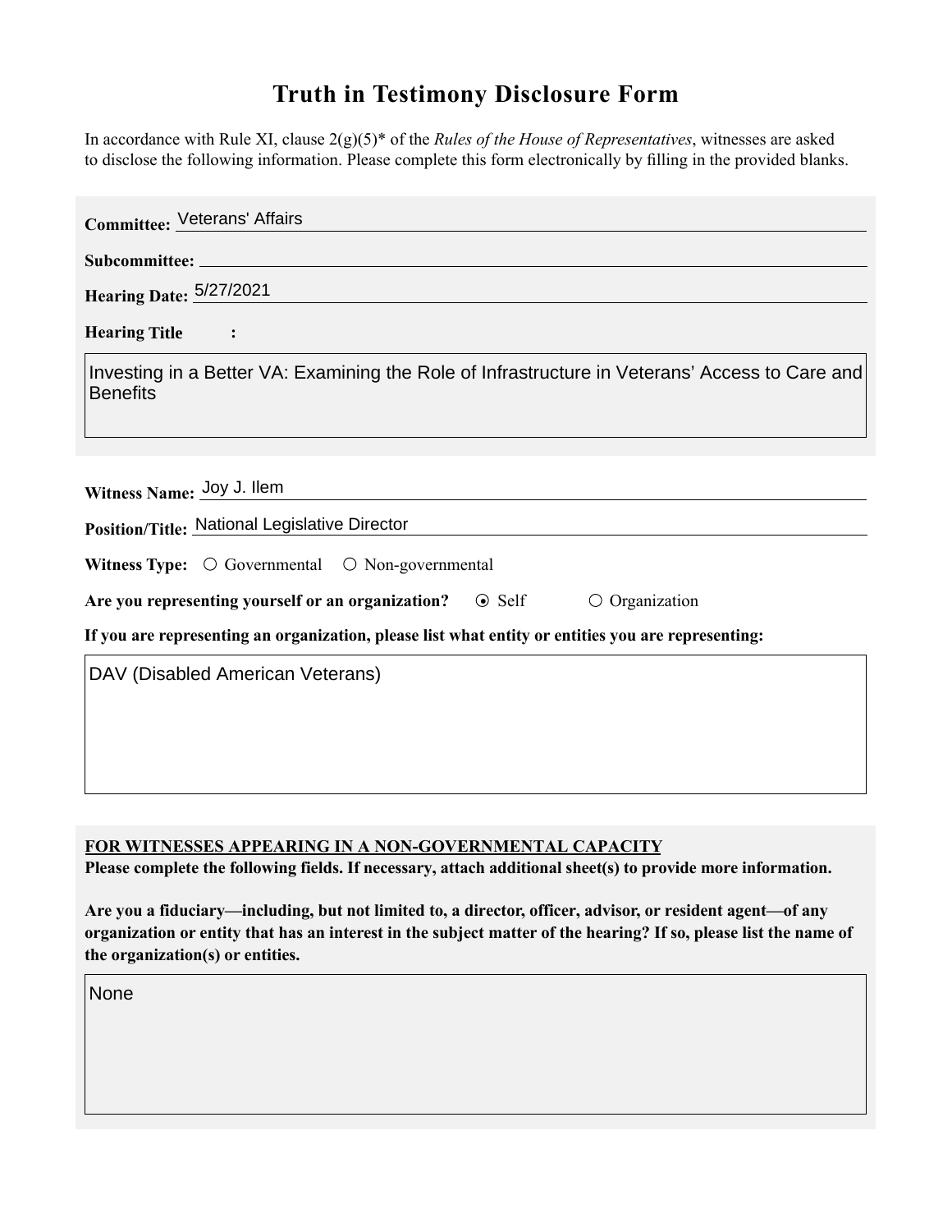# Truth in Testimony Disclosure Form

In accordance with Rule XI, clause 2(g)(5)* of the *Rules of the House of Representatives*, witnesses are asked to disclose the following information. Please complete this form electronically by filling in the provided blanks.

**Committee:** Veterans' Affairs

**Subcommittee:**

**Hearing Date:** 5/27/2021

**Hearing Title:**

Investing in a Better VA: Examining the Role of Infrastructure in Veterans' Access to Care and Benefits

**Witness Name:** Joy J. Ilem

**Position/Title:** National Legislative Director

**Witness Type:** ○ Governmental ○ Non-governmental

**Are you representing yourself or an organization?** ⦿ Self ○ Organization

**If you are representing an organization, please list what entity or entities you are representing:**

DAV (Disabled American Veterans)

**FOR WITNESSES APPEARING IN A NON-GOVERNMENTAL CAPACITY**

**Please complete the following fields. If necessary, attach additional sheet(s) to provide more information.**

**Are you a fiduciary—including, but not limited to, a director, officer, advisor, or resident agent—of any organization or entity that has an interest in the subject matter of the hearing? If so, please list the name of the organization(s) or entities.**

None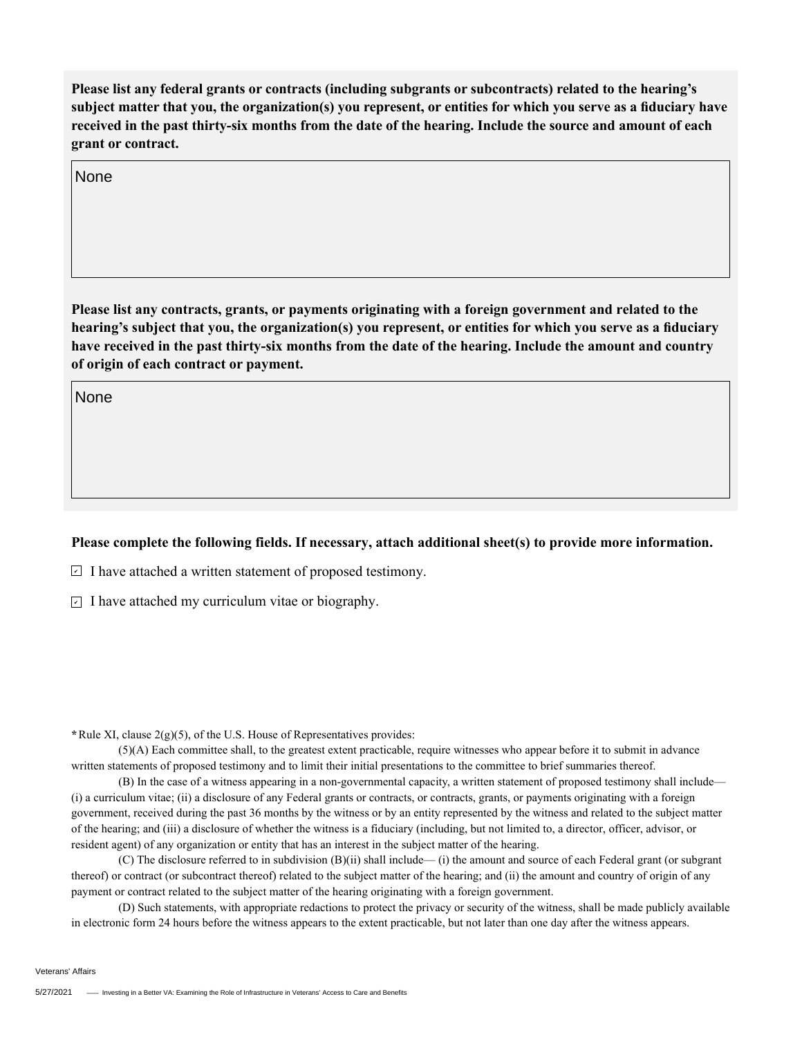**Please list any federal grants or contracts (including subgrants or subcontracts) related to the hearing's subject matter that you, the organization(s) you represent, or entities for which you serve as a fiduciary have received in the past thirty-six months from the date of the hearing. Include the source and amount of each grant or contract.**

None

**Please list any contracts, grants, or payments originating with a foreign government and related to the hearing's subject that you, the organization(s) you represent, or entities for which you serve as a fiduciary have received in the past thirty-six months from the date of the hearing. Include the amount and country of origin of each contract or payment.**

None

**Please complete the following fields. If necessary, attach additional sheet(s) to provide more information.**

- [x] I have attached a written statement of proposed testimony.
- [x] I have attached my curriculum vitae or biography.

**\***Rule XI, clause 2(g)(5), of the U.S. House of Representatives provides:

(5)(A) Each committee shall, to the greatest extent practicable, require witnesses who appear before it to submit in advance written statements of proposed testimony and to limit their initial presentations to the committee to brief summaries thereof.

(B) In the case of a witness appearing in a non-governmental capacity, a written statement of proposed testimony shall include— (i) a curriculum vitae; (ii) a disclosure of any Federal grants or contracts, or contracts, grants, or payments originating with a foreign government, received during the past 36 months by the witness or by an entity represented by the witness and related to the subject matter of the hearing; and (iii) a disclosure of whether the witness is a fiduciary (including, but not limited to, a director, officer, advisor, or resident agent) of any organization or entity that has an interest in the subject matter of the hearing.

(C) The disclosure referred to in subdivision (B)(ii) shall include— (i) the amount and source of each Federal grant (or subgrant thereof) or contract (or subcontract thereof) related to the subject matter of the hearing; and (ii) the amount and country of origin of any payment or contract related to the subject matter of the hearing originating with a foreign government.

(D) Such statements, with appropriate redactions to protect the privacy or security of the witness, shall be made publicly available in electronic form 24 hours before the witness appears to the extent practicable, but not later than one day after the witness appears.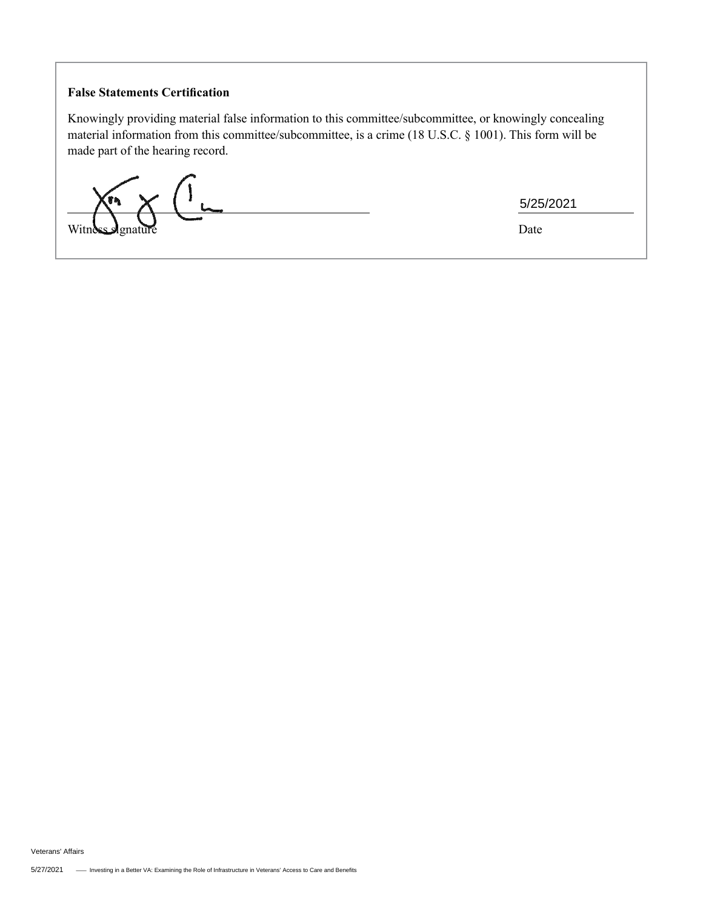**False Statements Certification**

Knowingly providing material false information to this committee/subcommittee, or knowingly concealing material information from this committee/subcommittee, is a crime (18 U.S.C. § 1001). This form will be made part of the hearing record.

Witness signature

5/25/2021

Date